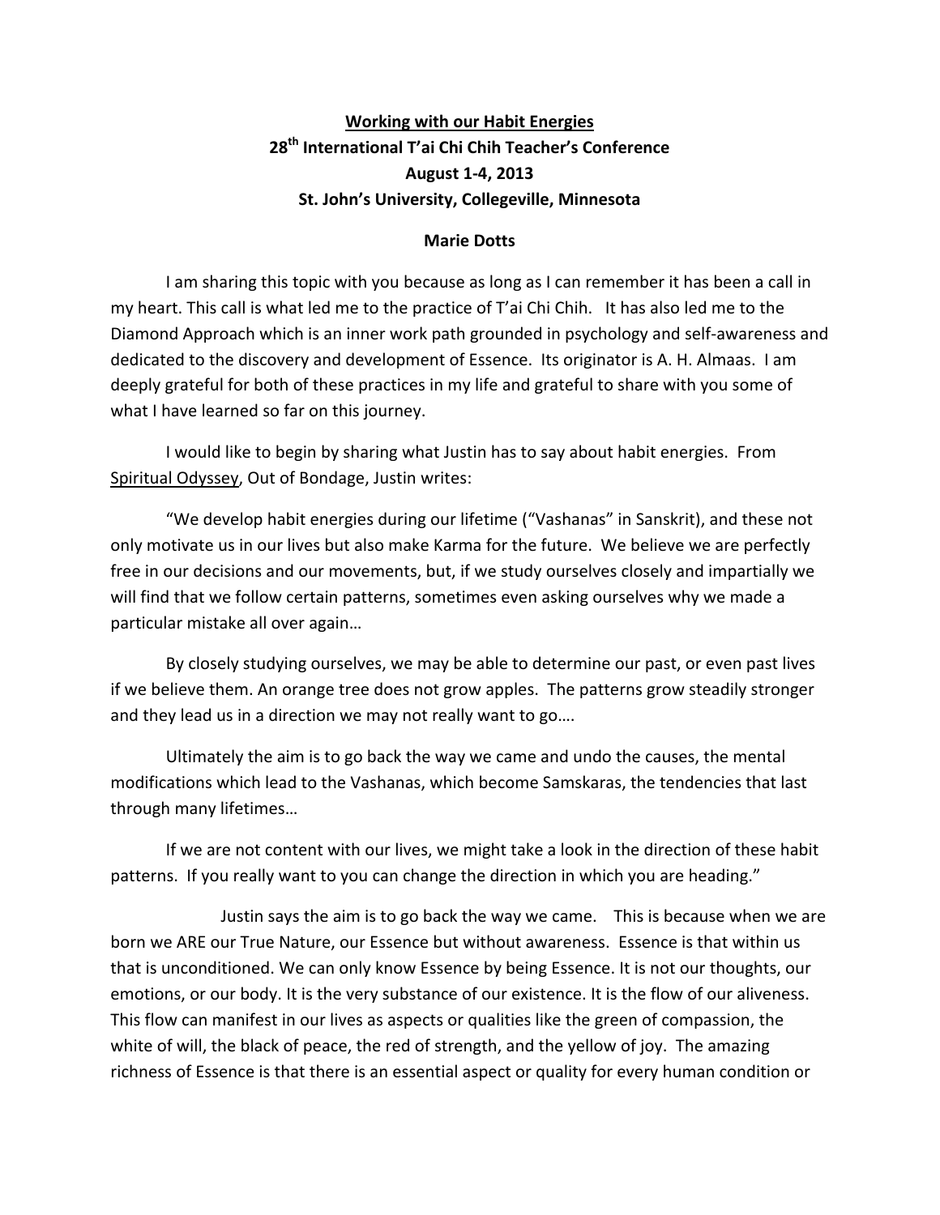**Working with our Habit Energies**
**28th International T'ai Chi Chih Teacher's Conference**
**August 1-4, 2013**
**St. John's University, Collegeville, Minnesota**

**Marie Dotts**

I am sharing this topic with you because as long as I can remember it has been a call in my heart. This call is what led me to the practice of T'ai Chi Chih. It has also led me to the Diamond Approach which is an inner work path grounded in psychology and self-awareness and dedicated to the discovery and development of Essence. Its originator is A. H. Almaas. I am deeply grateful for both of these practices in my life and grateful to share with you some of what I have learned so far on this journey.

I would like to begin by sharing what Justin has to say about habit energies. From Spiritual Odyssey, Out of Bondage, Justin writes:

"We develop habit energies during our lifetime ("Vashanas" in Sanskrit), and these not only motivate us in our lives but also make Karma for the future. We believe we are perfectly free in our decisions and our movements, but, if we study ourselves closely and impartially we will find that we follow certain patterns, sometimes even asking ourselves why we made a particular mistake all over again…

By closely studying ourselves, we may be able to determine our past, or even past lives if we believe them. An orange tree does not grow apples. The patterns grow steadily stronger and they lead us in a direction we may not really want to go….

Ultimately the aim is to go back the way we came and undo the causes, the mental modifications which lead to the Vashanas, which become Samskaras, the tendencies that last through many lifetimes…

If we are not content with our lives, we might take a look in the direction of these habit patterns. If you really want to you can change the direction in which you are heading."

Justin says the aim is to go back the way we came. This is because when we are born we ARE our True Nature, our Essence but without awareness. Essence is that within us that is unconditioned. We can only know Essence by being Essence. It is not our thoughts, our emotions, or our body. It is the very substance of our existence. It is the flow of our aliveness. This flow can manifest in our lives as aspects or qualities like the green of compassion, the white of will, the black of peace, the red of strength, and the yellow of joy. The amazing richness of Essence is that there is an essential aspect or quality for every human condition or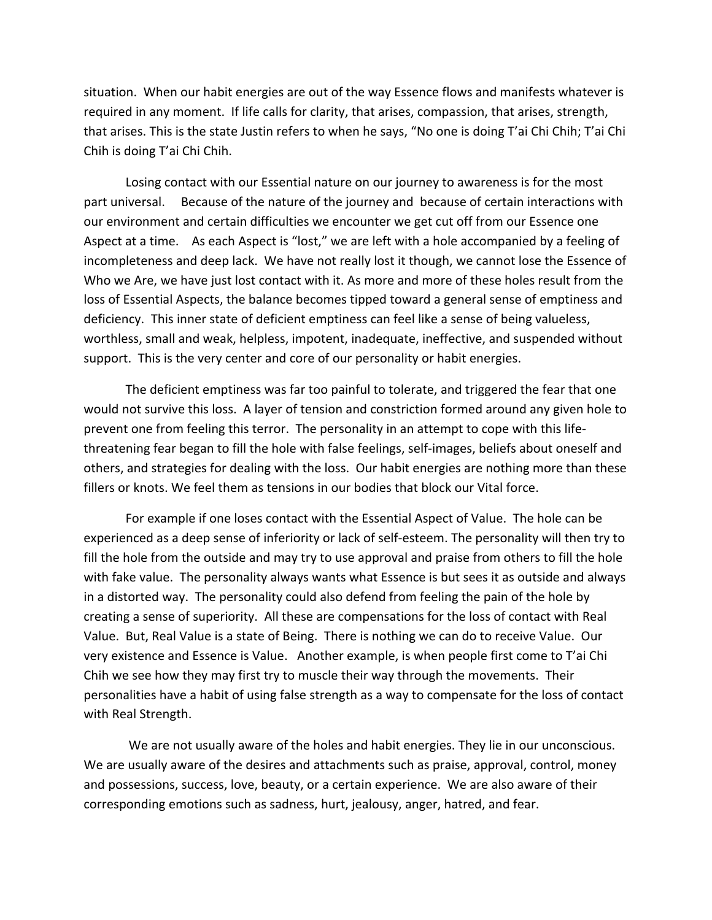situation. When our habit energies are out of the way Essence flows and manifests whatever is required in any moment. If life calls for clarity, that arises, compassion, that arises, strength, that arises. This is the state Justin refers to when he says, "No one is doing T'ai Chi Chih; T'ai Chi Chih is doing T'ai Chi Chih.

Losing contact with our Essential nature on our journey to awareness is for the most part universal. Because of the nature of the journey and because of certain interactions with our environment and certain difficulties we encounter we get cut off from our Essence one Aspect at a time. As each Aspect is "lost," we are left with a hole accompanied by a feeling of incompleteness and deep lack. We have not really lost it though, we cannot lose the Essence of Who we Are, we have just lost contact with it. As more and more of these holes result from the loss of Essential Aspects, the balance becomes tipped toward a general sense of emptiness and deficiency. This inner state of deficient emptiness can feel like a sense of being valueless, worthless, small and weak, helpless, impotent, inadequate, ineffective, and suspended without support. This is the very center and core of our personality or habit energies.

The deficient emptiness was far too painful to tolerate, and triggered the fear that one would not survive this loss. A layer of tension and constriction formed around any given hole to prevent one from feeling this terror. The personality in an attempt to cope with this life-threatening fear began to fill the hole with false feelings, self-images, beliefs about oneself and others, and strategies for dealing with the loss. Our habit energies are nothing more than these fillers or knots. We feel them as tensions in our bodies that block our Vital force.

For example if one loses contact with the Essential Aspect of Value. The hole can be experienced as a deep sense of inferiority or lack of self-esteem. The personality will then try to fill the hole from the outside and may try to use approval and praise from others to fill the hole with fake value. The personality always wants what Essence is but sees it as outside and always in a distorted way. The personality could also defend from feeling the pain of the hole by creating a sense of superiority. All these are compensations for the loss of contact with Real Value. But, Real Value is a state of Being. There is nothing we can do to receive Value. Our very existence and Essence is Value. Another example, is when people first come to T'ai Chi Chih we see how they may first try to muscle their way through the movements. Their personalities have a habit of using false strength as a way to compensate for the loss of contact with Real Strength.

We are not usually aware of the holes and habit energies. They lie in our unconscious. We are usually aware of the desires and attachments such as praise, approval, control, money and possessions, success, love, beauty, or a certain experience. We are also aware of their corresponding emotions such as sadness, hurt, jealousy, anger, hatred, and fear.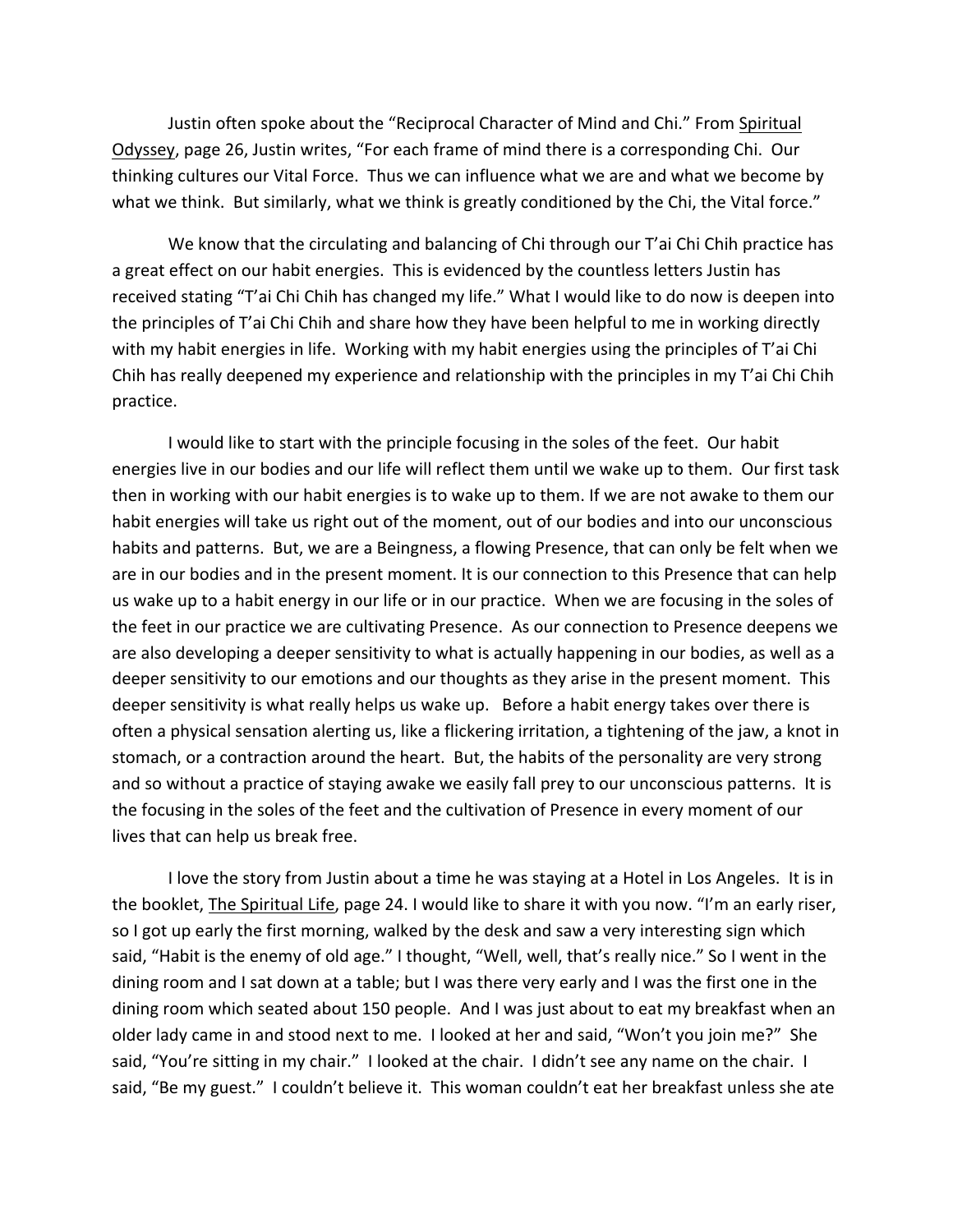Justin often spoke about the "Reciprocal Character of Mind and Chi." From Spiritual Odyssey, page 26, Justin writes, "For each frame of mind there is a corresponding Chi. Our thinking cultures our Vital Force. Thus we can influence what we are and what we become by what we think. But similarly, what we think is greatly conditioned by the Chi, the Vital force."

We know that the circulating and balancing of Chi through our T'ai Chi Chih practice has a great effect on our habit energies. This is evidenced by the countless letters Justin has received stating "T'ai Chi Chih has changed my life." What I would like to do now is deepen into the principles of T'ai Chi Chih and share how they have been helpful to me in working directly with my habit energies in life. Working with my habit energies using the principles of T'ai Chi Chih has really deepened my experience and relationship with the principles in my T'ai Chi Chih practice.

I would like to start with the principle focusing in the soles of the feet. Our habit energies live in our bodies and our life will reflect them until we wake up to them. Our first task then in working with our habit energies is to wake up to them. If we are not awake to them our habit energies will take us right out of the moment, out of our bodies and into our unconscious habits and patterns. But, we are a Beingness, a flowing Presence, that can only be felt when we are in our bodies and in the present moment. It is our connection to this Presence that can help us wake up to a habit energy in our life or in our practice. When we are focusing in the soles of the feet in our practice we are cultivating Presence. As our connection to Presence deepens we are also developing a deeper sensitivity to what is actually happening in our bodies, as well as a deeper sensitivity to our emotions and our thoughts as they arise in the present moment. This deeper sensitivity is what really helps us wake up. Before a habit energy takes over there is often a physical sensation alerting us, like a flickering irritation, a tightening of the jaw, a knot in stomach, or a contraction around the heart. But, the habits of the personality are very strong and so without a practice of staying awake we easily fall prey to our unconscious patterns. It is the focusing in the soles of the feet and the cultivation of Presence in every moment of our lives that can help us break free.

I love the story from Justin about a time he was staying at a Hotel in Los Angeles. It is in the booklet, The Spiritual Life, page 24. I would like to share it with you now. "I'm an early riser, so I got up early the first morning, walked by the desk and saw a very interesting sign which said, "Habit is the enemy of old age." I thought, "Well, well, that's really nice." So I went in the dining room and I sat down at a table; but I was there very early and I was the first one in the dining room which seated about 150 people. And I was just about to eat my breakfast when an older lady came in and stood next to me. I looked at her and said, "Won't you join me?" She said, "You're sitting in my chair." I looked at the chair. I didn't see any name on the chair. I said, "Be my guest." I couldn't believe it. This woman couldn't eat her breakfast unless she ate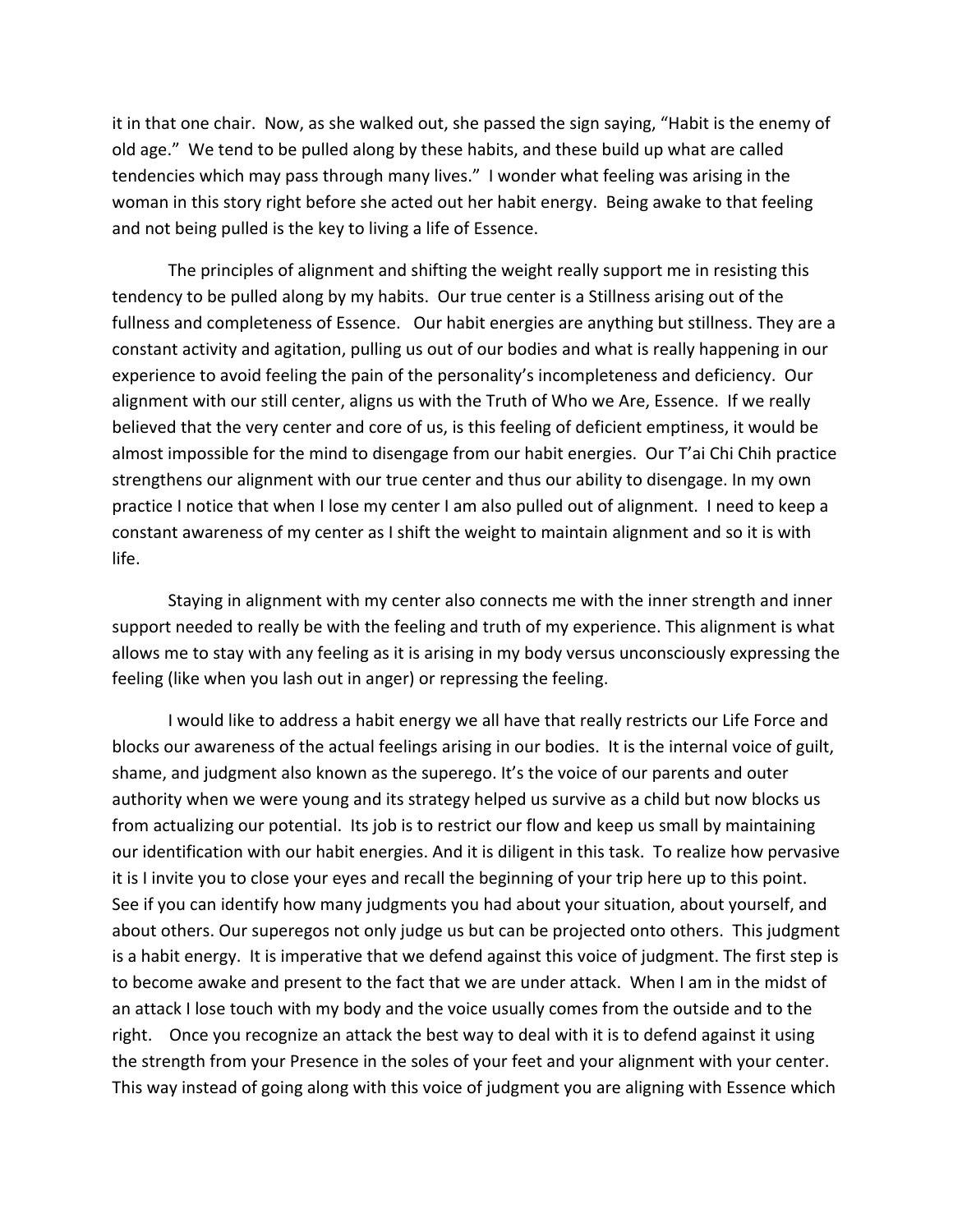it in that one chair. Now, as she walked out, she passed the sign saying, "Habit is the enemy of old age." We tend to be pulled along by these habits, and these build up what are called tendencies which may pass through many lives." I wonder what feeling was arising in the woman in this story right before she acted out her habit energy. Being awake to that feeling and not being pulled is the key to living a life of Essence.

The principles of alignment and shifting the weight really support me in resisting this tendency to be pulled along by my habits. Our true center is a Stillness arising out of the fullness and completeness of Essence. Our habit energies are anything but stillness. They are a constant activity and agitation, pulling us out of our bodies and what is really happening in our experience to avoid feeling the pain of the personality's incompleteness and deficiency. Our alignment with our still center, aligns us with the Truth of Who we Are, Essence. If we really believed that the very center and core of us, is this feeling of deficient emptiness, it would be almost impossible for the mind to disengage from our habit energies. Our T'ai Chi Chih practice strengthens our alignment with our true center and thus our ability to disengage. In my own practice I notice that when I lose my center I am also pulled out of alignment. I need to keep a constant awareness of my center as I shift the weight to maintain alignment and so it is with life.

Staying in alignment with my center also connects me with the inner strength and inner support needed to really be with the feeling and truth of my experience. This alignment is what allows me to stay with any feeling as it is arising in my body versus unconsciously expressing the feeling (like when you lash out in anger) or repressing the feeling.

I would like to address a habit energy we all have that really restricts our Life Force and blocks our awareness of the actual feelings arising in our bodies. It is the internal voice of guilt, shame, and judgment also known as the superego. It's the voice of our parents and outer authority when we were young and its strategy helped us survive as a child but now blocks us from actualizing our potential. Its job is to restrict our flow and keep us small by maintaining our identification with our habit energies. And it is diligent in this task. To realize how pervasive it is I invite you to close your eyes and recall the beginning of your trip here up to this point. See if you can identify how many judgments you had about your situation, about yourself, and about others. Our superegos not only judge us but can be projected onto others. This judgment is a habit energy. It is imperative that we defend against this voice of judgment. The first step is to become awake and present to the fact that we are under attack. When I am in the midst of an attack I lose touch with my body and the voice usually comes from the outside and to the right. Once you recognize an attack the best way to deal with it is to defend against it using the strength from your Presence in the soles of your feet and your alignment with your center. This way instead of going along with this voice of judgment you are aligning with Essence which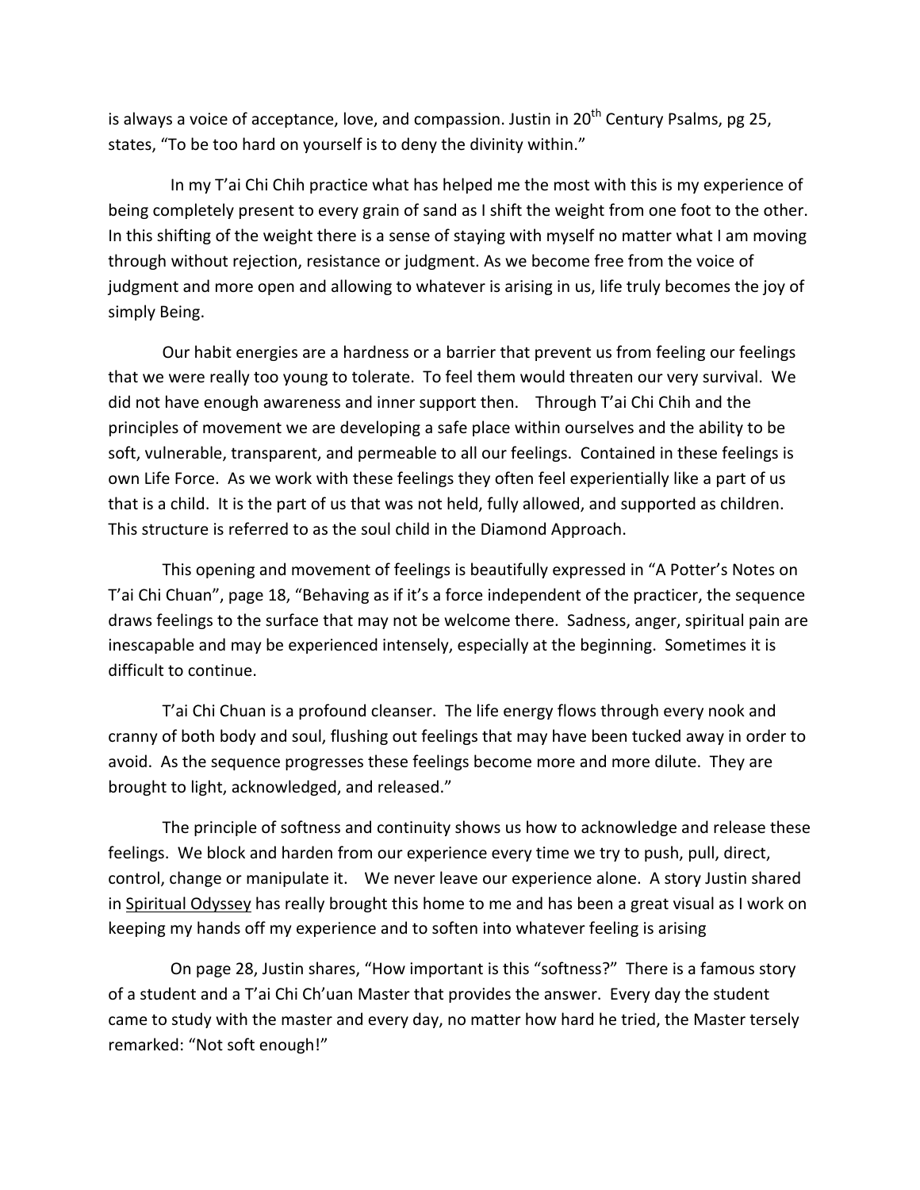is always a voice of acceptance, love, and compassion. Justin in 20th Century Psalms, pg 25, states, "To be too hard on yourself is to deny the divinity within."

In my T'ai Chi Chih practice what has helped me the most with this is my experience of being completely present to every grain of sand as I shift the weight from one foot to the other. In this shifting of the weight there is a sense of staying with myself no matter what I am moving through without rejection, resistance or judgment. As we become free from the voice of judgment and more open and allowing to whatever is arising in us, life truly becomes the joy of simply Being.

Our habit energies are a hardness or a barrier that prevent us from feeling our feelings that we were really too young to tolerate. To feel them would threaten our very survival. We did not have enough awareness and inner support then. Through T'ai Chi Chih and the principles of movement we are developing a safe place within ourselves and the ability to be soft, vulnerable, transparent, and permeable to all our feelings. Contained in these feelings is own Life Force. As we work with these feelings they often feel experientially like a part of us that is a child. It is the part of us that was not held, fully allowed, and supported as children. This structure is referred to as the soul child in the Diamond Approach.

This opening and movement of feelings is beautifully expressed in "A Potter's Notes on T'ai Chi Chuan", page 18, "Behaving as if it's a force independent of the practicer, the sequence draws feelings to the surface that may not be welcome there. Sadness, anger, spiritual pain are inescapable and may be experienced intensely, especially at the beginning. Sometimes it is difficult to continue.

T'ai Chi Chuan is a profound cleanser. The life energy flows through every nook and cranny of both body and soul, flushing out feelings that may have been tucked away in order to avoid. As the sequence progresses these feelings become more and more dilute. They are brought to light, acknowledged, and released."

The principle of softness and continuity shows us how to acknowledge and release these feelings. We block and harden from our experience every time we try to push, pull, direct, control, change or manipulate it. We never leave our experience alone. A story Justin shared in Spiritual Odyssey has really brought this home to me and has been a great visual as I work on keeping my hands off my experience and to soften into whatever feeling is arising

On page 28, Justin shares, "How important is this "softness?" There is a famous story of a student and a T'ai Chi Ch'uan Master that provides the answer. Every day the student came to study with the master and every day, no matter how hard he tried, the Master tersely remarked: "Not soft enough!"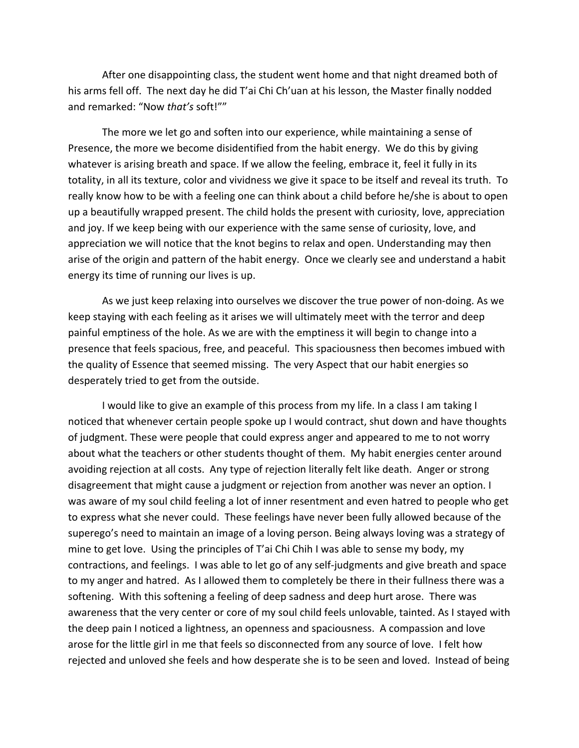After one disappointing class, the student went home and that night dreamed both of his arms fell off. The next day he did T'ai Chi Ch'uan at his lesson, the Master finally nodded and remarked: "Now *that's* soft!""

The more we let go and soften into our experience, while maintaining a sense of Presence, the more we become disidentified from the habit energy. We do this by giving whatever is arising breath and space. If we allow the feeling, embrace it, feel it fully in its totality, in all its texture, color and vividness we give it space to be itself and reveal its truth. To really know how to be with a feeling one can think about a child before he/she is about to open up a beautifully wrapped present. The child holds the present with curiosity, love, appreciation and joy. If we keep being with our experience with the same sense of curiosity, love, and appreciation we will notice that the knot begins to relax and open. Understanding may then arise of the origin and pattern of the habit energy. Once we clearly see and understand a habit energy its time of running our lives is up.

As we just keep relaxing into ourselves we discover the true power of non-doing. As we keep staying with each feeling as it arises we will ultimately meet with the terror and deep painful emptiness of the hole. As we are with the emptiness it will begin to change into a presence that feels spacious, free, and peaceful. This spaciousness then becomes imbued with the quality of Essence that seemed missing. The very Aspect that our habit energies so desperately tried to get from the outside.

I would like to give an example of this process from my life. In a class I am taking I noticed that whenever certain people spoke up I would contract, shut down and have thoughts of judgment. These were people that could express anger and appeared to me to not worry about what the teachers or other students thought of them. My habit energies center around avoiding rejection at all costs. Any type of rejection literally felt like death. Anger or strong disagreement that might cause a judgment or rejection from another was never an option. I was aware of my soul child feeling a lot of inner resentment and even hatred to people who get to express what she never could. These feelings have never been fully allowed because of the superego's need to maintain an image of a loving person. Being always loving was a strategy of mine to get love. Using the principles of T'ai Chi Chih I was able to sense my body, my contractions, and feelings. I was able to let go of any self-judgments and give breath and space to my anger and hatred. As I allowed them to completely be there in their fullness there was a softening. With this softening a feeling of deep sadness and deep hurt arose. There was awareness that the very center or core of my soul child feels unlovable, tainted. As I stayed with the deep pain I noticed a lightness, an openness and spaciousness. A compassion and love arose for the little girl in me that feels so disconnected from any source of love. I felt how rejected and unloved she feels and how desperate she is to be seen and loved. Instead of being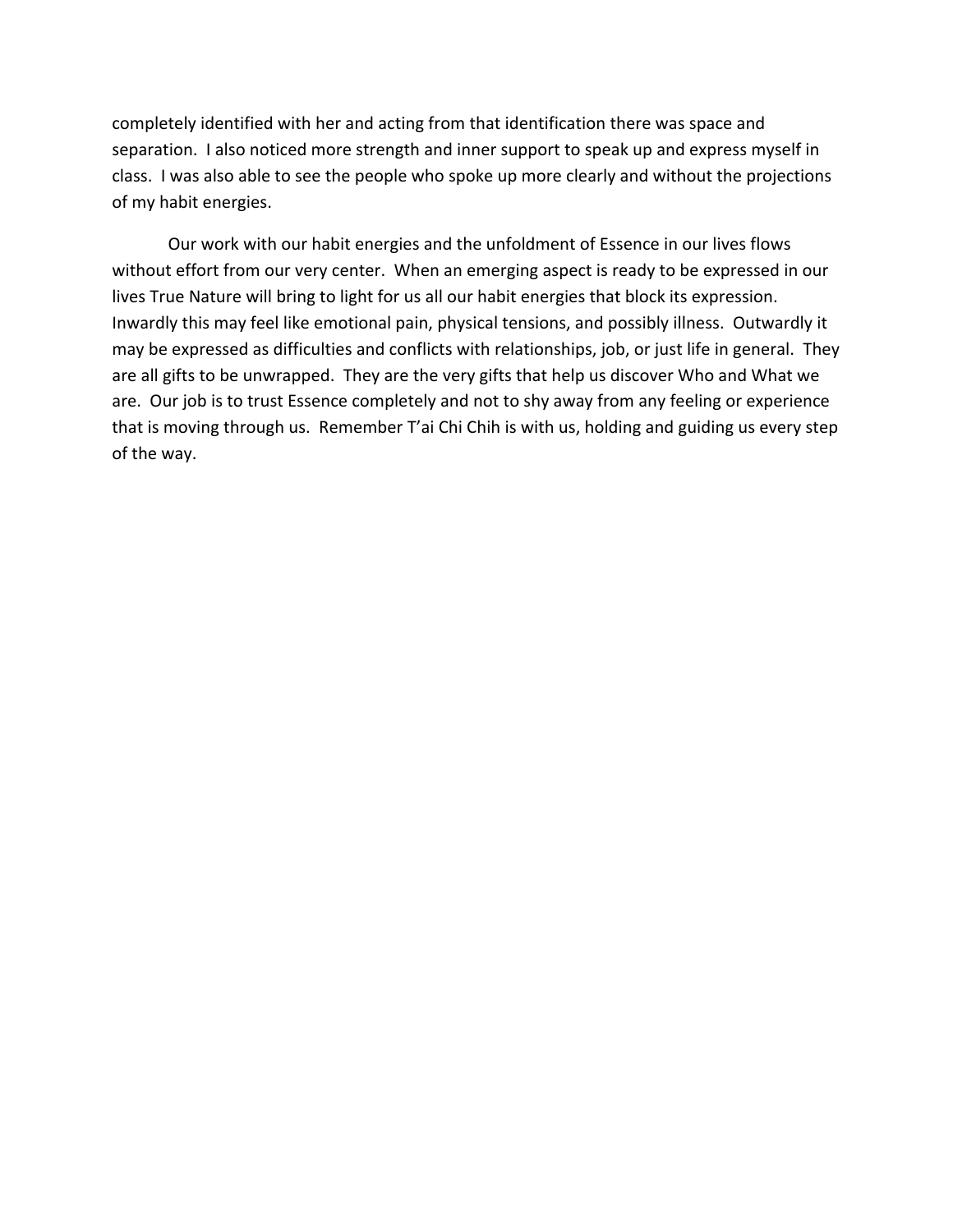completely identified with her and acting from that identification there was space and separation. I also noticed more strength and inner support to speak up and express myself in class. I was also able to see the people who spoke up more clearly and without the projections of my habit energies.

Our work with our habit energies and the unfoldment of Essence in our lives flows without effort from our very center. When an emerging aspect is ready to be expressed in our lives True Nature will bring to light for us all our habit energies that block its expression. Inwardly this may feel like emotional pain, physical tensions, and possibly illness. Outwardly it may be expressed as difficulties and conflicts with relationships, job, or just life in general. They are all gifts to be unwrapped. They are the very gifts that help us discover Who and What we are. Our job is to trust Essence completely and not to shy away from any feeling or experience that is moving through us. Remember T'ai Chi Chih is with us, holding and guiding us every step of the way.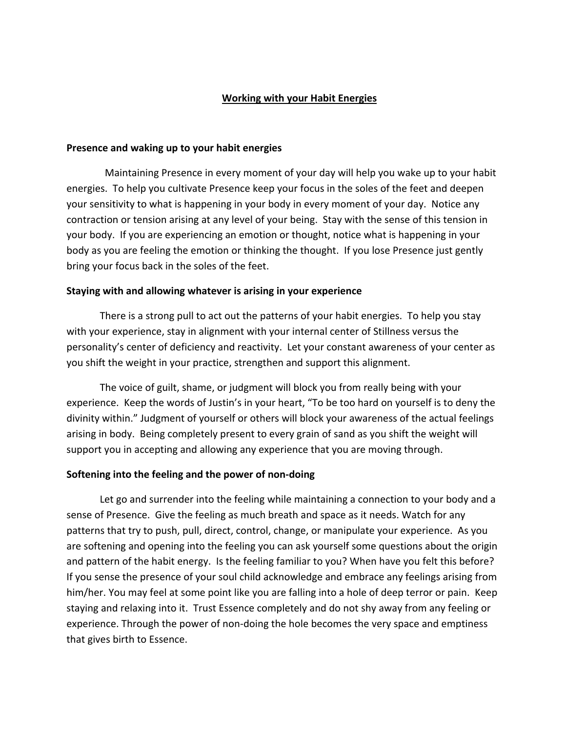## Working with your Habit Energies

### Presence and waking up to your habit energies

Maintaining Presence in every moment of your day will help you wake up to your habit energies. To help you cultivate Presence keep your focus in the soles of the feet and deepen your sensitivity to what is happening in your body in every moment of your day. Notice any contraction or tension arising at any level of your being. Stay with the sense of this tension in your body. If you are experiencing an emotion or thought, notice what is happening in your body as you are feeling the emotion or thinking the thought. If you lose Presence just gently bring your focus back in the soles of the feet.

### Staying with and allowing whatever is arising in your experience

There is a strong pull to act out the patterns of your habit energies. To help you stay with your experience, stay in alignment with your internal center of Stillness versus the personality's center of deficiency and reactivity. Let your constant awareness of your center as you shift the weight in your practice, strengthen and support this alignment.

The voice of guilt, shame, or judgment will block you from really being with your experience. Keep the words of Justin's in your heart, "To be too hard on yourself is to deny the divinity within." Judgment of yourself or others will block your awareness of the actual feelings arising in body. Being completely present to every grain of sand as you shift the weight will support you in accepting and allowing any experience that you are moving through.

### Softening into the feeling and the power of non-doing

Let go and surrender into the feeling while maintaining a connection to your body and a sense of Presence. Give the feeling as much breath and space as it needs. Watch for any patterns that try to push, pull, direct, control, change, or manipulate your experience. As you are softening and opening into the feeling you can ask yourself some questions about the origin and pattern of the habit energy. Is the feeling familiar to you? When have you felt this before? If you sense the presence of your soul child acknowledge and embrace any feelings arising from him/her. You may feel at some point like you are falling into a hole of deep terror or pain. Keep staying and relaxing into it. Trust Essence completely and do not shy away from any feeling or experience. Through the power of non-doing the hole becomes the very space and emptiness that gives birth to Essence.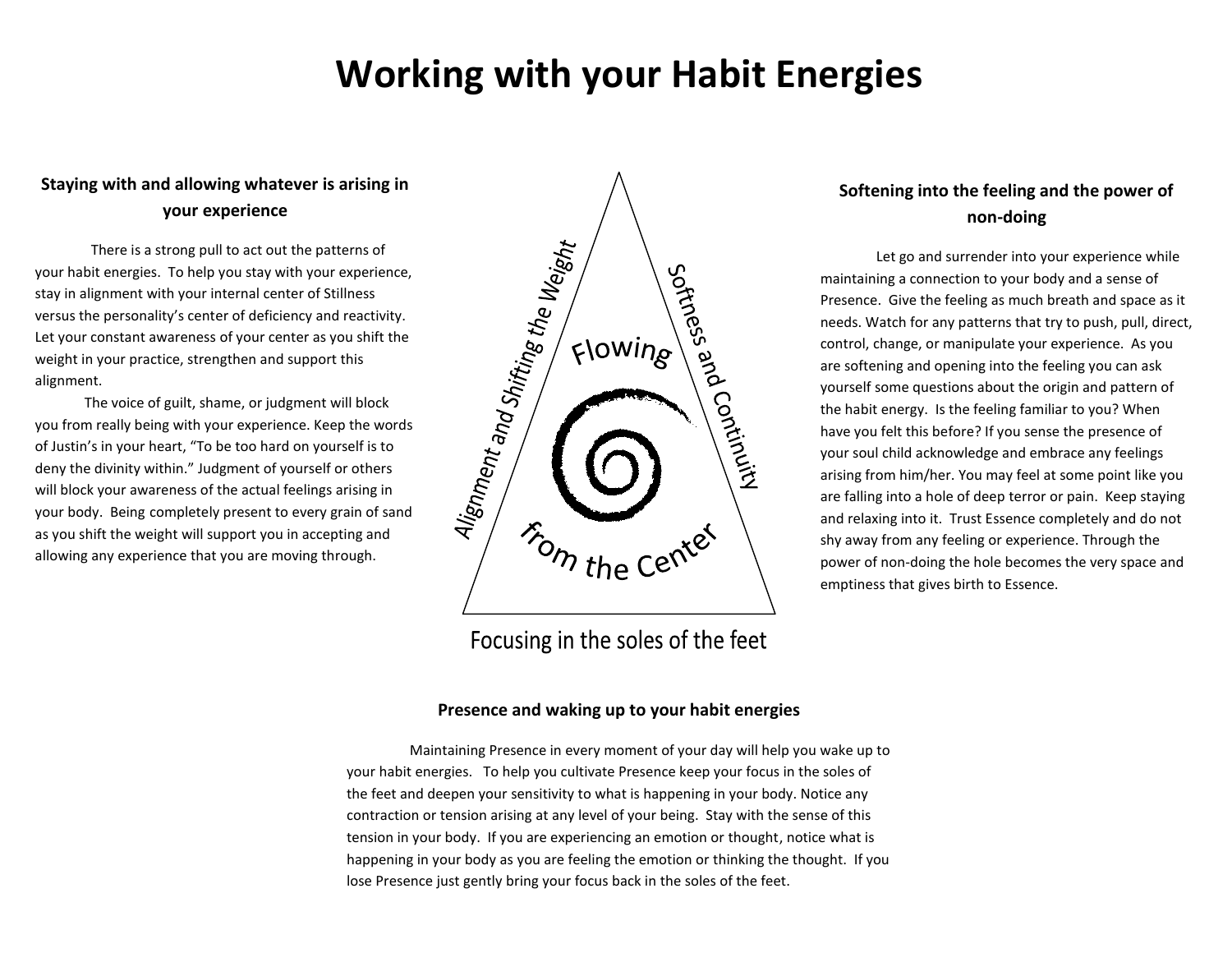# Working with your Habit Energies

### Staying with and allowing whatever is arising in your experience

There is a strong pull to act out the patterns of your habit energies. To help you stay with your experience, stay in alignment with your internal center of Stillness versus the personality's center of deficiency and reactivity. Let your constant awareness of your center as you shift the weight in your practice, strengthen and support this alignment.

The voice of guilt, shame, or judgment will block you from really being with your experience. Keep the words of Justin's in your heart, "To be too hard on yourself is to deny the divinity within." Judgment of yourself or others will block your awareness of the actual feelings arising in your body. Being completely present to every grain of sand as you shift the weight will support you in accepting and allowing any experience that you are moving through.

Alignment and Shifting the Weight

Softness and Continuity

Flowing from the Center

Focusing in the soles of the feet

### Softening into the feeling and the power of non-doing

Let go and surrender into your experience while maintaining a connection to your body and a sense of Presence. Give the feeling as much breath and space as it needs. Watch for any patterns that try to push, pull, direct, control, change, or manipulate your experience. As you are softening and opening into the feeling you can ask yourself some questions about the origin and pattern of the habit energy. Is the feeling familiar to you? When have you felt this before? If you sense the presence of your soul child acknowledge and embrace any feelings arising from him/her. You may feel at some point like you are falling into a hole of deep terror or pain. Keep staying and relaxing into it. Trust Essence completely and do not shy away from any feeling or experience. Through the power of non-doing the hole becomes the very space and emptiness that gives birth to Essence.

### Presence and waking up to your habit energies

Maintaining Presence in every moment of your day will help you wake up to your habit energies. To help you cultivate Presence keep your focus in the soles of the feet and deepen your sensitivity to what is happening in your body. Notice any contraction or tension arising at any level of your being. Stay with the sense of this tension in your body. If you are experiencing an emotion or thought, notice what is happening in your body as you are feeling the emotion or thinking the thought. If you lose Presence just gently bring your focus back in the soles of the feet.